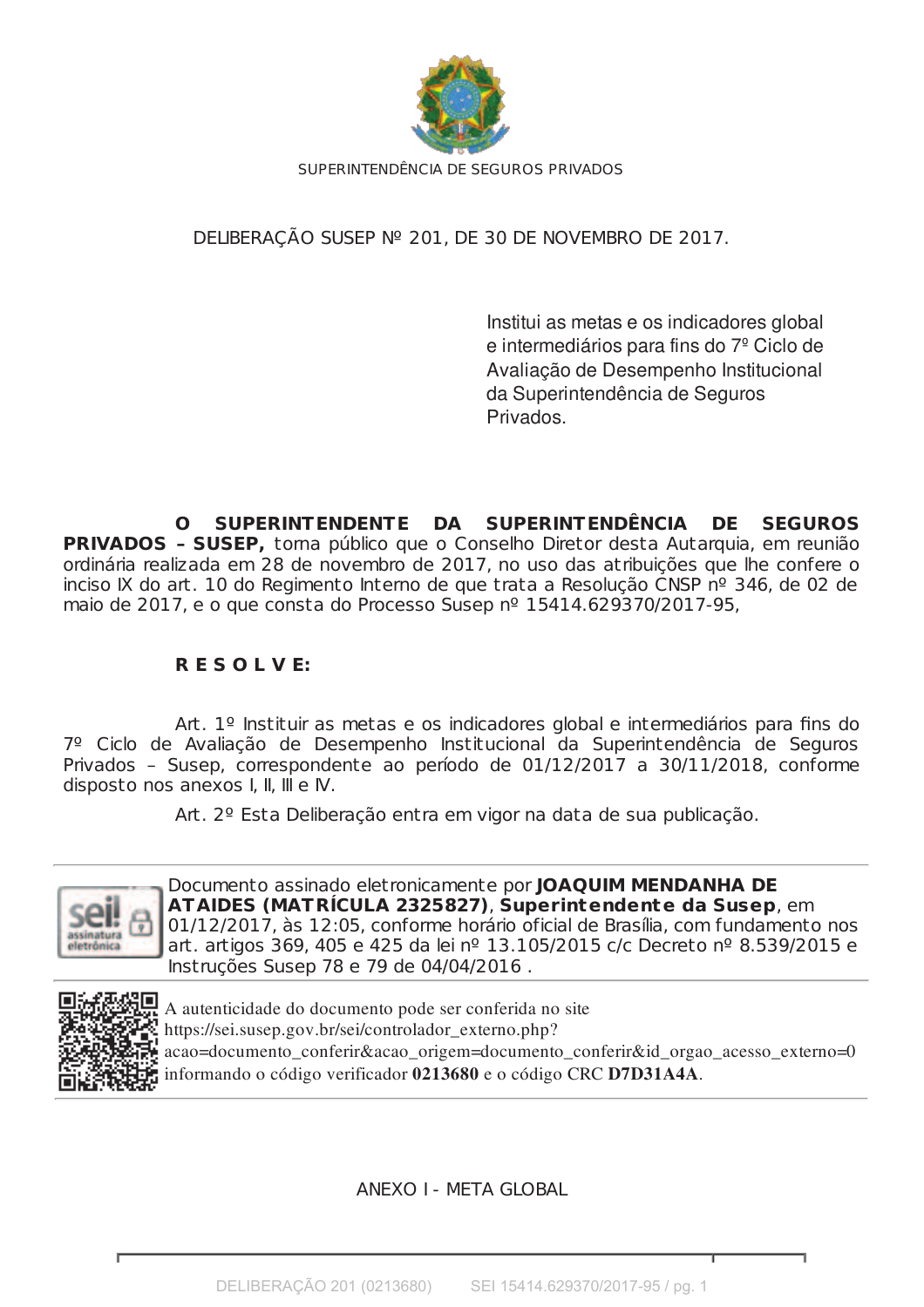SUPERINTENDÊNCIA DE SEGUROS PRIVADOS

# DELIBERAÇÃO SUSEP Nº 201, DE 30 DE NOVEMBRO DE 2017.

Institui as metas e os indicadores global e intermediários para fins do 7º Ciclo de Avaliação de Desempenho Institucional da Superintendência de Seguros Privados.

**O SUPERINTENDENTE DA SUPERINTENDÊNCIA DE SEGUROS PRIVADOS – SUSEP,** torna público que o Conselho Diretor desta Autarquia, em reunião ordinária realizada em 28 de novembro de 2017, no uso das atribuições que lhe confere o inciso IX do art. 10 do Regimento Interno de que trata a Resolução CNSP nº 346, de 02 de maio de 2017, e o que consta do Processo Susep nº 15414.629370/2017-95,

**R E S O L V E:**

Art. 1º Instituir as metas e os indicadores global e intermediários para fins do 7º Ciclo de Avaliação de Desempenho Institucional da Superintendência de Seguros Privados – Susep, correspondente ao período de 01/12/2017 a 30/11/2018, conforme disposto nos anexos I, II, III e IV.

Art. 2º Esta Deliberação entra em vigor na data de sua publicação.

---

Documento assinado eletronicamente por **JOAQUIM MENDANHA DE ATAIDES (MATRÍCULA 2325827)**, **Superintendente da Susep**, em 01/12/2017, às 12:05, conforme horário oficial de Brasília, com fundamento nos art. artigos 369, 405 e 425 da lei nº 13.105/2015 c/c Decreto nº 8.539/2015 e Instruções Susep 78 e 79 de 04/04/2016 .

---

A autenticidade do documento pode ser conferida no site https://sei.susep.gov.br/sei/controlador_externo.php?acao=documento_conferir&acao_origem=documento_conferir&id_orgao_acesso_externo=0 informando o código verificador **0213680** e o código CRC **D7D31A4A**.

---

## ANEXO I - META GLOBAL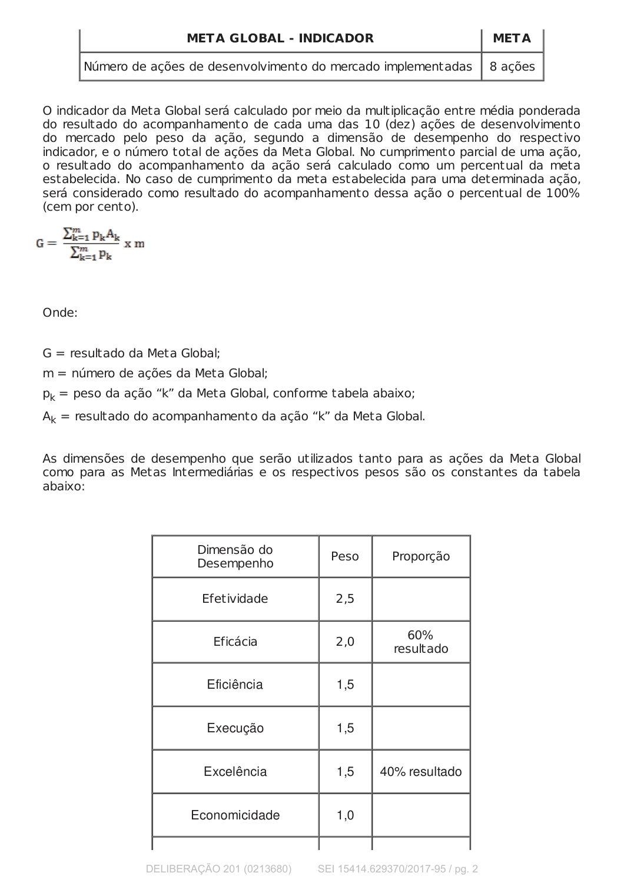| META GLOBAL - INDICADOR | META |
|---|---|
| Número de ações de desenvolvimento do mercado implementadas | 8 ações |

O indicador da Meta Global será calculado por meio da multiplicação entre média ponderada do resultado do acompanhamento de cada uma das 10 (dez) ações de desenvolvimento do mercado pelo peso da ação, segundo a dimensão de desempenho do respectivo indicador, e o número total de ações da Meta Global. No cumprimento parcial de uma ação, o resultado do acompanhamento da ação será calculado como um percentual da meta estabelecida. No caso de cumprimento da meta estabelecida para uma determinada ação, será considerado como resultado do acompanhamento dessa ação o percentual de 100% (cem por cento).

$$G = \frac{\sum_{k=1}^{m} p_k A_k}{\sum_{k=1}^{m} p_k} \times m$$

Onde:

$G$ = resultado da Meta Global;

$m$ = número de ações da Meta Global;

$p_k$ = peso da ação “k” da Meta Global, conforme tabela abaixo;

$A_k$ = resultado do acompanhamento da ação “k” da Meta Global.

As dimensões de desempenho que serão utilizados tanto para as ações da Meta Global como para as Metas Intermediárias e os respectivos pesos são os constantes da tabela abaixo:

| Dimensão do Desempenho | Peso | Proporção |
|---|---|---|
| Efetividade | 2,5 | |
| Eficácia | 2,0 | 60% resultado |
| Eficiência | 1,5 | |
| Execução | 1,5 | |
| Excelência | 1,5 | 40% resultado |
| Economicidade | 1,0 | |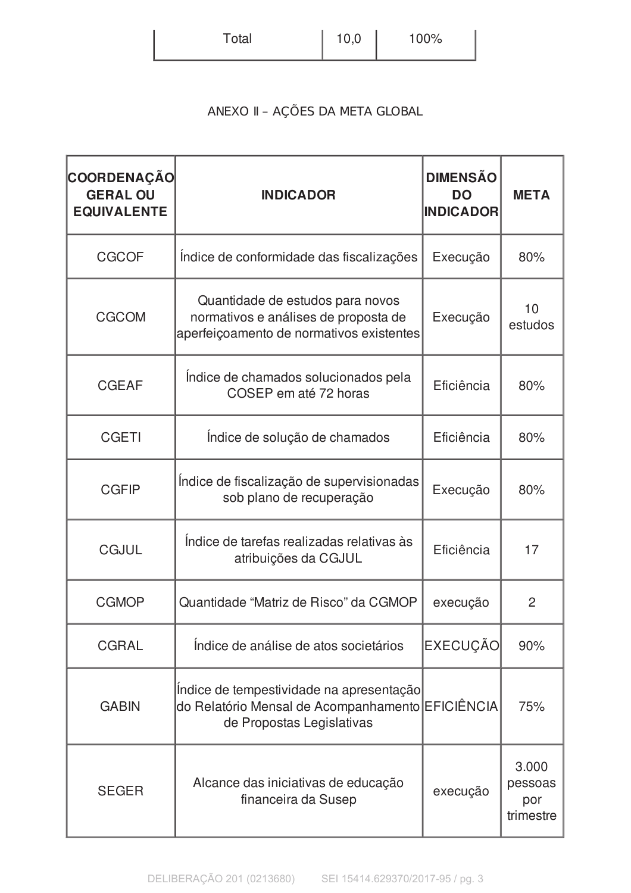| Total | 10,0 | 100% |
|---|---|---|

ANEXO II – AÇÕES DA META GLOBAL

| COORDENAÇÃO GERAL OU EQUIVALENTE | INDICADOR | DIMENSÃO DO INDICADOR | META |
|---|---|---|---|
| CGCOF | Índice de conformidade das fiscalizações | Execução | 80% |
| CGCOM | Quantidade de estudos para novos normativos e análises de proposta de aperfeiçoamento de normativos existentes | Execução | 10 estudos |
| CGEAF | Índice de chamados solucionados pela COSEP em até 72 horas | Eficiência | 80% |
| CGETI | Índice de solução de chamados | Eficiência | 80% |
| CGFIP | Índice de fiscalização de supervisionadas sob plano de recuperação | Execução | 80% |
| CGJUL | Índice de tarefas realizadas relativas às atribuições da CGJUL | Eficiência | 17 |
| CGMOP | Quantidade “Matriz de Risco” da CGMOP | execução | 2 |
| CGRAL | Índice de análise de atos societários | EXECUÇÃO | 90% |
| GABIN | Índice de tempestividade na apresentação do Relatório Mensal de Acompanhamento de Propostas Legislativas | EFICIÊNCIA | 75% |
| SEGER | Alcance das iniciativas de educação financeira da Susep | execução | 3.000 pessoas por trimestre |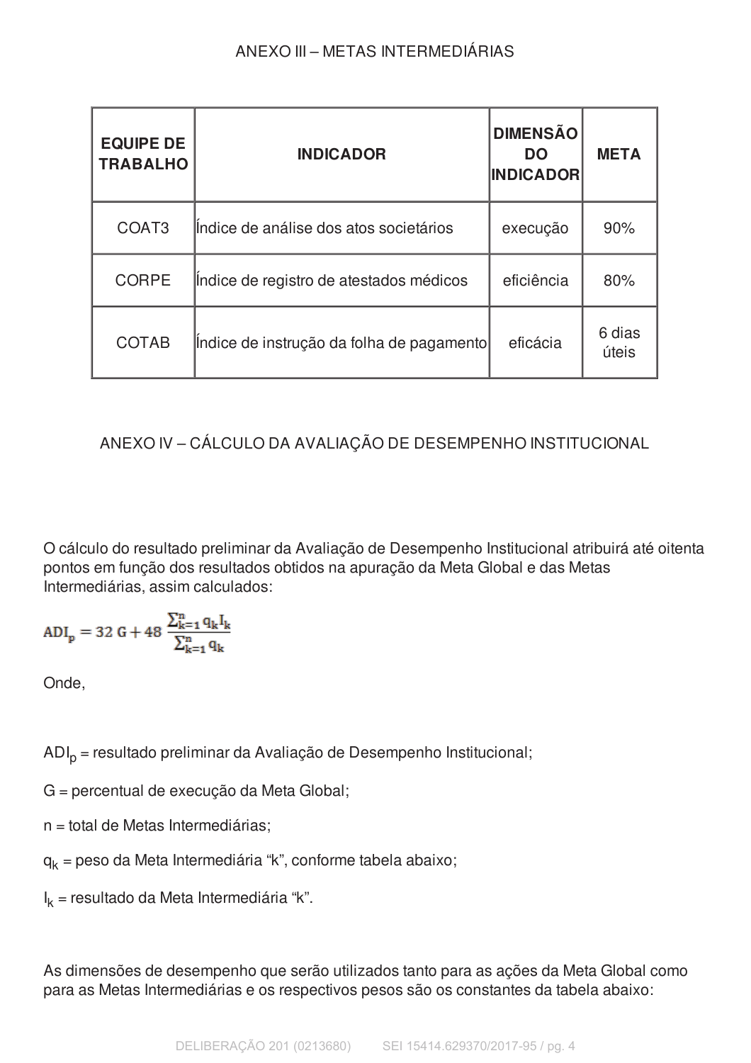## ANEXO III – METAS INTERMEDIÁRIAS

| EQUIPE DE TRABALHO | INDICADOR | DIMENSÃO DO INDICADOR | META |
|---|---|---|---|
| COAT3 | Índice de análise dos atos societários | execução | 90% |
| CORPE | Índice de registro de atestados médicos | eficiência | 80% |
| COTAB | Índice de instrução da folha de pagamento | eficácia | 6 dias úteis |

## ANEXO IV – CÁLCULO DA AVALIAÇÃO DE DESEMPENHO INSTITUCIONAL

O cálculo do resultado preliminar da Avaliação de Desempenho Institucional atribuirá até oitenta pontos em função dos resultados obtidos na apuração da Meta Global e das Metas Intermediárias, assim calculados:

$$ADI_p = 32\,G + 48\,\frac{\sum_{k=1}^{n} q_k I_k}{\sum_{k=1}^{n} q_k}$$

Onde,

$ADI_p$ = resultado preliminar da Avaliação de Desempenho Institucional;

G = percentual de execução da Meta Global;

n = total de Metas Intermediárias;

$q_k$ = peso da Meta Intermediária "k", conforme tabela abaixo;

$I_k$ = resultado da Meta Intermediária "k".

As dimensões de desempenho que serão utilizados tanto para as ações da Meta Global como para as Metas Intermediárias e os respectivos pesos são os constantes da tabela abaixo: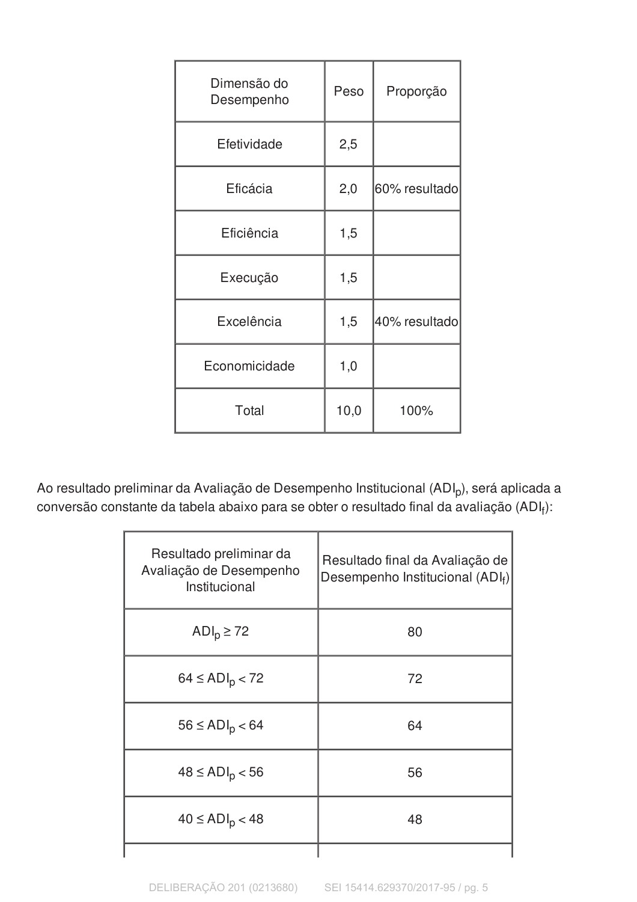| Dimensão do Desempenho | Peso | Proporção |
|---|---|---|
| Efetividade | 2,5 | |
| Eficácia | 2,0 | 60% resultado |
| Eficiência | 1,5 | |
| Execução | 1,5 | |
| Excelência | 1,5 | 40% resultado |
| Economicidade | 1,0 | |
| Total | 10,0 | 100% |

Ao resultado preliminar da Avaliação de Desempenho Institucional ($ADI_p$), será aplicada a conversão constante da tabela abaixo para se obter o resultado final da avaliação ($ADI_f$):

| Resultado preliminar da Avaliação de Desempenho Institucional | Resultado final da Avaliação de Desempenho Institucional ($ADI_f$) |
|---|---|
| $ADI_p \geq 72$ | 80 |
| $64 \leq ADI_p < 72$ | 72 |
| $56 \leq ADI_p < 64$ | 64 |
| $48 \leq ADI_p < 56$ | 56 |
| $40 \leq ADI_p < 48$ | 48 |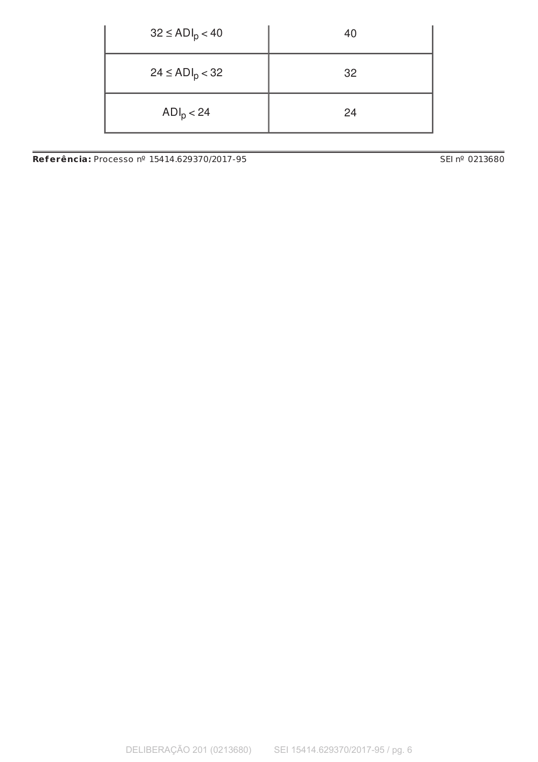| | |
|---|---|
| $32 \leq ADI_p < 40$ | 40 |
| $24 \leq ADI_p < 32$ | 32 |
| $ADI_p < 24$ | 24 |

**Referência:** Processo nº 15414.629370/2017-95 SEI nº 0213680